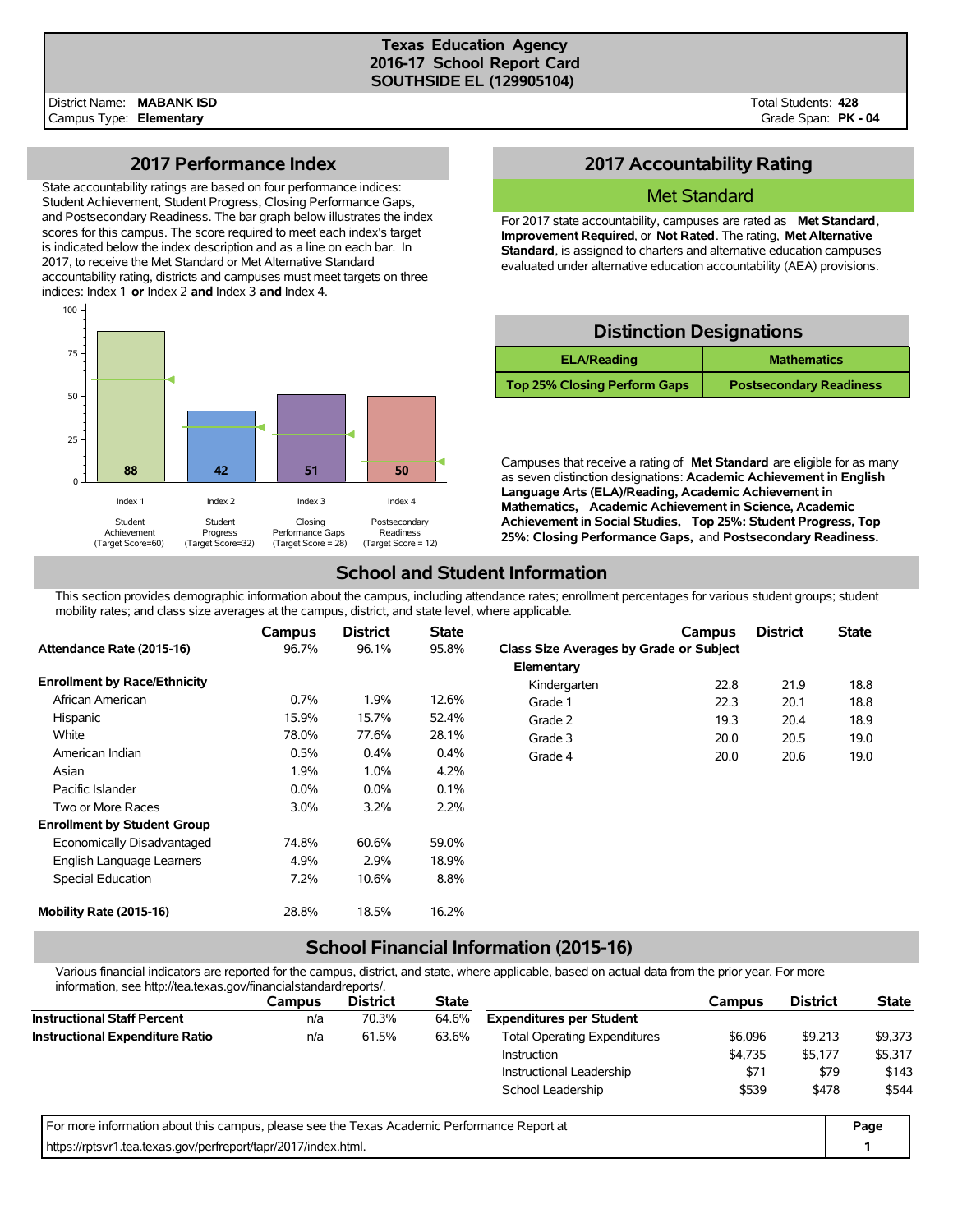# Texas Education Agency
## 2016-17 School Report Card
## SOUTHSIDE EL (129905104)

District Name: **MABANK ISD**
Campus Type: **Elementary**

Total Students: **428**
Grade Span: **PK - 04**

## 2017 Performance Index

State accountability ratings are based on four performance indices: Student Achievement, Student Progress, Closing Performance Gaps, and Postsecondary Readiness. The bar graph below illustrates the index scores for this campus. The score required to meet each index's target is indicated below the index description and as a line on each bar. In 2017, to receive the Met Standard or Met Alternative Standard accountability rating, districts and campuses must meet targets on three indices: Index 1 **or** Index 2 **and** Index 3 **and** Index 4.

| Index | Description | Target Score | Score |
|---|---|---|---|
| Index 1 | Student Achievement | 60 | 88 |
| Index 2 | Student Progress | 32 | 42 |
| Index 3 | Closing Performance Gaps | 28 | 51 |
| Index 4 | Postsecondary Readiness | 12 | 50 |

## 2017 Accountability Rating

**Met Standard**

For 2017 state accountability, campuses are rated as **Met Standard**, **Improvement Required**, or **Not Rated**. The rating, **Met Alternative Standard**, is assigned to charters and alternative education campuses evaluated under alternative education accountability (AEA) provisions.

## Distinction Designations

| ELA/Reading | Mathematics |
|---|---|
| Top 25% Closing Perform Gaps | Postsecondary Readiness |

Campuses that receive a rating of **Met Standard** are eligible for as many as seven distinction designations: **Academic Achievement in English Language Arts (ELA)/Reading, Academic Achievement in Mathematics, Academic Achievement in Science, Academic Achievement in Social Studies, Top 25%: Student Progress, Top 25%: Closing Performance Gaps,** and **Postsecondary Readiness.**

## School and Student Information

This section provides demographic information about the campus, including attendance rates; enrollment percentages for various student groups; student mobility rates; and class size averages at the campus, district, and state level, where applicable.

| | Campus | District | State |
|---|---|---|---|
| **Attendance Rate (2015-16)** | 96.7% | 96.1% | 95.8% |
| **Enrollment by Race/Ethnicity** | | | |
| African American | 0.7% | 1.9% | 12.6% |
| Hispanic | 15.9% | 15.7% | 52.4% |
| White | 78.0% | 77.6% | 28.1% |
| American Indian | 0.5% | 0.4% | 0.4% |
| Asian | 1.9% | 1.0% | 4.2% |
| Pacific Islander | 0.0% | 0.0% | 0.1% |
| Two or More Races | 3.0% | 3.2% | 2.2% |
| **Enrollment by Student Group** | | | |
| Economically Disadvantaged | 74.8% | 60.6% | 59.0% |
| English Language Learners | 4.9% | 2.9% | 18.9% |
| Special Education | 7.2% | 10.6% | 8.8% |
| **Mobility Rate (2015-16)** | 28.8% | 18.5% | 16.2% |

| | Campus | District | State |
|---|---|---|---|
| **Class Size Averages by Grade or Subject** | | | |
| **Elementary** | | | |
| Kindergarten | 22.8 | 21.9 | 18.8 |
| Grade 1 | 22.3 | 20.1 | 18.8 |
| Grade 2 | 19.3 | 20.4 | 18.9 |
| Grade 3 | 20.0 | 20.5 | 19.0 |
| Grade 4 | 20.0 | 20.6 | 19.0 |

## School Financial Information (2015-16)

Various financial indicators are reported for the campus, district, and state, where applicable, based on actual data from the prior year. For more information, see http://tea.texas.gov/financialstandardreports/.

| | Campus | District | State |
|---|---|---|---|
| **Instructional Staff Percent** | n/a | 70.3% | 64.6% |
| **Instructional Expenditure Ratio** | n/a | 61.5% | 63.6% |

| | Campus | District | State |
|---|---|---|---|
| **Expenditures per Student** | | | |
| Total Operating Expenditures | $6,096 | $9,213 | $9,373 |
| Instruction | $4,735 | $5,177 | $5,317 |
| Instructional Leadership | $71 | $79 | $143 |
| School Leadership | $539 | $478 | $544 |

For more information about this campus, please see the Texas Academic Performance Report at https://rptsvr1.tea.texas.gov/perfreport/tapr/2017/index.html.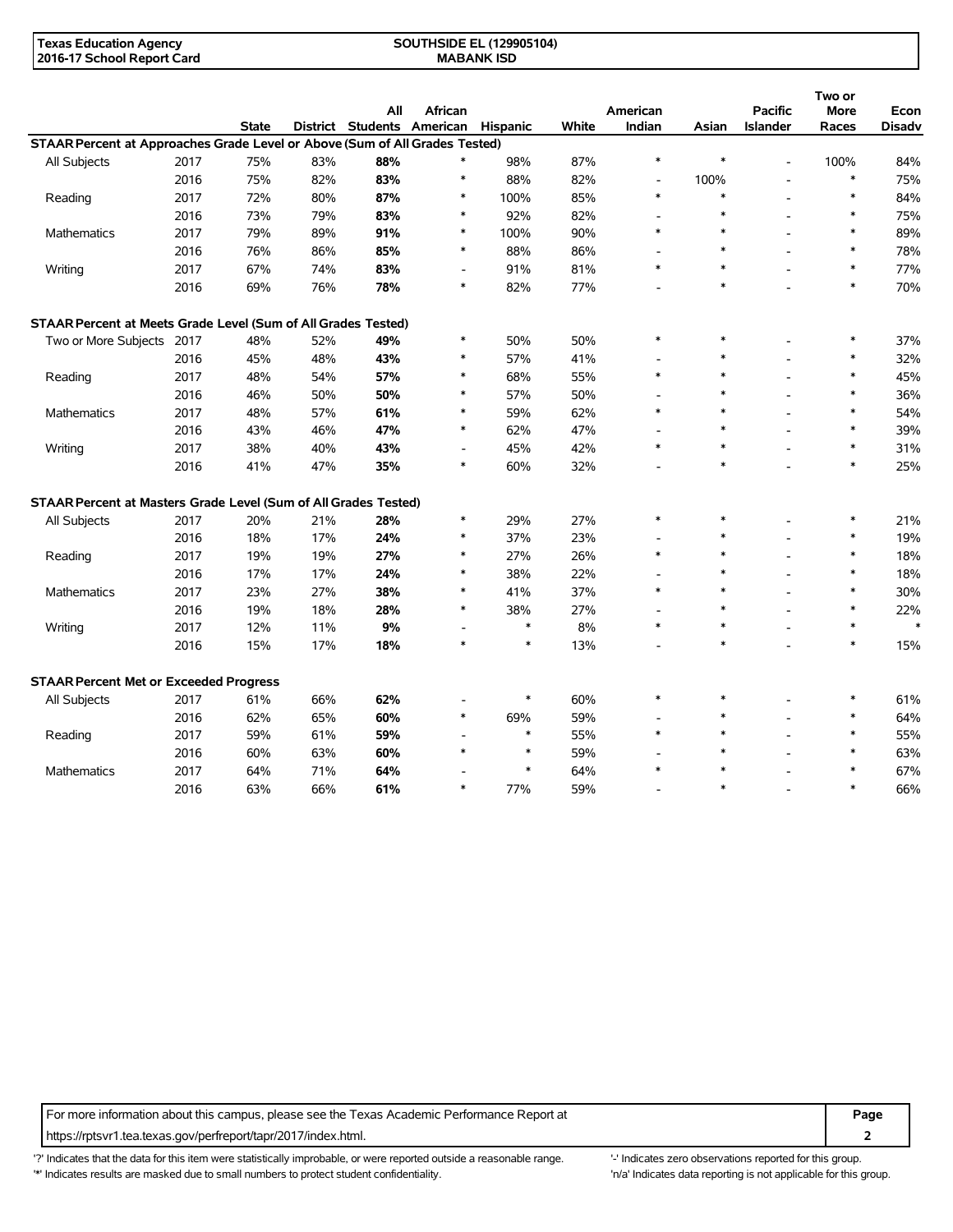| Texas Education Agency | SOUTHSIDE EL (129905104) |
|---|---|
| 2016-17 School Report Card | MABANK ISD |

| | | State | District | All Students | African American | Hispanic | White | American Indian | Asian | Pacific Islander | Two or More Races | Econ Disadv |
|---|---|---|---|---|---|---|---|---|---|---|---|---|
| **STAAR Percent at Approaches Grade Level or Above (Sum of All Grades Tested)** | | | | | | | | | | | | |
| All Subjects | 2017 | 75% | 83% | **88%** | * | 98% | 87% | * | * | - | 100% | 84% |
| | 2016 | 75% | 82% | **83%** | * | 88% | 82% | - | 100% | - | * | 75% |
| Reading | 2017 | 72% | 80% | **87%** | * | 100% | 85% | * | * | - | * | 84% |
| | 2016 | 73% | 79% | **83%** | * | 92% | 82% | - | * | - | * | 75% |
| Mathematics | 2017 | 79% | 89% | **91%** | * | 100% | 90% | * | * | - | * | 89% |
| | 2016 | 76% | 86% | **85%** | * | 88% | 86% | - | * | - | * | 78% |
| Writing | 2017 | 67% | 74% | **83%** | - | 91% | 81% | * | * | - | * | 77% |
| | 2016 | 69% | 76% | **78%** | * | 82% | 77% | - | * | - | * | 70% |
| **STAAR Percent at Meets Grade Level (Sum of All Grades Tested)** | | | | | | | | | | | | |
| Two or More Subjects | 2017 | 48% | 52% | **49%** | * | 50% | 50% | * | * | - | * | 37% |
| | 2016 | 45% | 48% | **43%** | * | 57% | 41% | - | * | - | * | 32% |
| Reading | 2017 | 48% | 54% | **57%** | * | 68% | 55% | * | * | - | * | 45% |
| | 2016 | 46% | 50% | **50%** | * | 57% | 50% | - | * | - | * | 36% |
| Mathematics | 2017 | 48% | 57% | **61%** | * | 59% | 62% | * | * | - | * | 54% |
| | 2016 | 43% | 46% | **47%** | * | 62% | 47% | - | * | - | * | 39% |
| Writing | 2017 | 38% | 40% | **43%** | - | 45% | 42% | * | * | - | * | 31% |
| | 2016 | 41% | 47% | **35%** | * | 60% | 32% | - | * | - | * | 25% |
| **STAAR Percent at Masters Grade Level (Sum of All Grades Tested)** | | | | | | | | | | | | |
| All Subjects | 2017 | 20% | 21% | **28%** | * | 29% | 27% | * | * | - | * | 21% |
| | 2016 | 18% | 17% | **24%** | * | 37% | 23% | - | * | - | * | 19% |
| Reading | 2017 | 19% | 19% | **27%** | * | 27% | 26% | * | * | - | * | 18% |
| | 2016 | 17% | 17% | **24%** | * | 38% | 22% | - | * | - | * | 18% |
| Mathematics | 2017 | 23% | 27% | **38%** | * | 41% | 37% | * | * | - | * | 30% |
| | 2016 | 19% | 18% | **28%** | * | 38% | 27% | - | * | - | * | 22% |
| Writing | 2017 | 12% | 11% | **9%** | - | * | 8% | * | * | - | * | * |
| | 2016 | 15% | 17% | **18%** | * | * | 13% | - | * | - | * | 15% |
| **STAAR Percent Met or Exceeded Progress** | | | | | | | | | | | | |
| All Subjects | 2017 | 61% | 66% | **62%** | - | * | 60% | * | * | - | * | 61% |
| | 2016 | 62% | 65% | **60%** | * | 69% | 59% | - | * | - | * | 64% |
| Reading | 2017 | 59% | 61% | **59%** | - | * | 55% | * | * | - | * | 55% |
| | 2016 | 60% | 63% | **60%** | * | * | 59% | - | * | - | * | 63% |
| Mathematics | 2017 | 64% | 71% | **64%** | - | * | 64% | * | * | - | * | 67% |
| | 2016 | 63% | 66% | **61%** | * | 77% | 59% | - | * | - | * | 66% |

For more information about this campus, please see the Texas Academic Performance Report at https://rptsvr1.tea.texas.gov/perfreport/tapr/2017/index.html.

'?' Indicates that the data for this item were statistically improbable, or were reported outside a reasonable range.
'*' Indicates results are masked due to small numbers to protect student confidentiality.
'-' Indicates zero observations reported for this group.
'n/a' Indicates data reporting is not applicable for this group.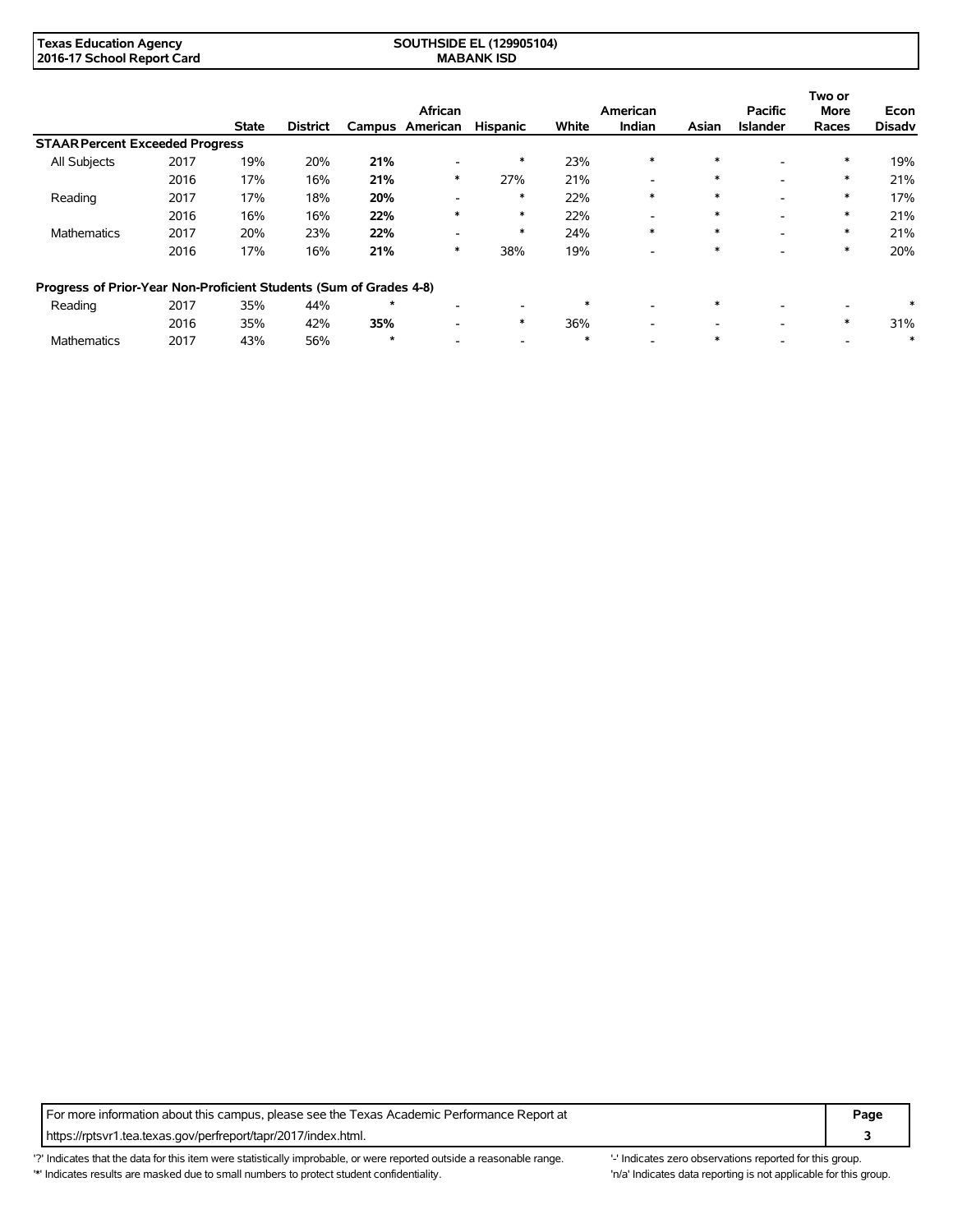| | | State | District | Campus | African American | Hispanic | White | American Indian | Asian | Pacific Islander | Two or More Races | Econ Disadv |
|---|---|---|---|---|---|---|---|---|---|---|---|---|
| **STAAR Percent Exceeded Progress** | | | | | | | | | | | | |
| All Subjects | 2017 | 19% | 20% | **21%** | - | * | 23% | * | * | - | * | 19% |
| | 2016 | 17% | 16% | **21%** | * | 27% | 21% | - | * | - | * | 21% |
| Reading | 2017 | 17% | 18% | **20%** | - | * | 22% | * | * | - | * | 17% |
| | 2016 | 16% | 16% | **22%** | * | * | 22% | - | * | - | * | 21% |
| Mathematics | 2017 | 20% | 23% | **22%** | - | * | 24% | * | * | - | * | 21% |
| | 2016 | 17% | 16% | **21%** | * | 38% | 19% | - | * | - | * | 20% |
| **Progress of Prior-Year Non-Proficient Students (Sum of Grades 4-8)** | | | | | | | | | | | | |
| Reading | 2017 | 35% | 44% | * | - | - | * | - | * | - | - | * |
| | 2016 | 35% | 42% | **35%** | - | * | 36% | - | - | - | * | 31% |
| Mathematics | 2017 | 43% | 56% | * | - | - | * | - | * | - | - | * |

For more information about this campus, please see the Texas Academic Performance Report at https://rptsvr1.tea.texas.gov/perfreport/tapr/2017/index.html.

'?' Indicates that the data for this item were statistically improbable, or were reported outside a reasonable range.
'-' Indicates zero observations reported for this group.
'*' Indicates results are masked due to small numbers to protect student confidentiality.
'n/a' Indicates data reporting is not applicable for this group.